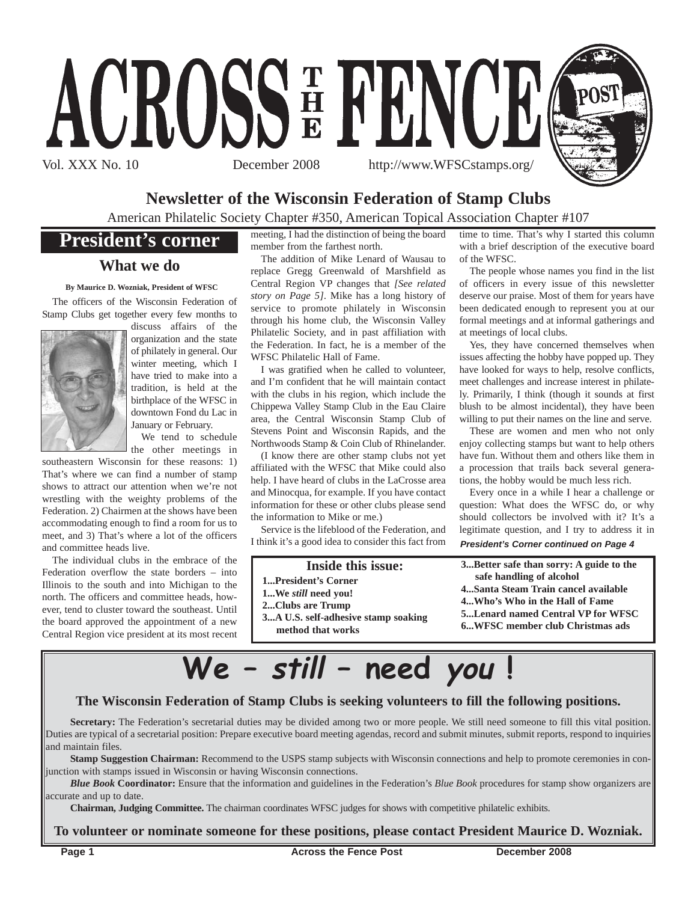# ACROSS THE FENCE POST

Vol. XXX No. 10 December 2008 http://www.WFSCstamps.org/

## Newsletter of the Wisconsin Federation of Stamp Clubs

American Philatelic Society Chapter #350, American Topical Association Chapter #107

## President's corner

### What we do

**By Maurice D. Wozniak, President of WFSC**

The officers of the Wisconsin Federation of Stamp Clubs get together every few months to discuss affairs of the organization and the state of philately in general. Our winter meeting, which I have tried to make into a tradition, is held at the birthplace of the WFSC in downtown Fond du Lac in January or February.

We tend to schedule the other meetings in southeastern Wisconsin for these reasons: 1) That's where we can find a number of stamp shows to attract our attention when we're not wrestling with the weighty problems of the Federation. 2) Chairmen at the shows have been accommodating enough to find a room for us to meet, and 3) That's where a lot of the officers and committee heads live.

The individual clubs in the embrace of the Federation overflow the state borders – into Illinois to the south and into Michigan to the north. The officers and committee heads, however, tend to cluster toward the southeast. Until the board approved the appointment of a new Central Region vice president at its most recent meeting, I had the distinction of being the board member from the farthest north.

The addition of Mike Lenard of Wausau to replace Gregg Greenwald of Marshfield as Central Region VP changes that *[See related story on Page 5]*. Mike has a long history of service to promote philately in Wisconsin through his home club, the Wisconsin Valley Philatelic Society, and in past affiliation with the Federation. In fact, he is a member of the WFSC Philatelic Hall of Fame.

I was gratified when he called to volunteer, and I'm confident that he will maintain contact with the clubs in his region, which include the Chippewa Valley Stamp Club in the Eau Claire area, the Central Wisconsin Stamp Club of Stevens Point and Wisconsin Rapids, and the Northwoods Stamp & Coin Club of Rhinelander.

(I know there are other stamp clubs not yet affiliated with the WFSC that Mike could also help. I have heard of clubs in the LaCrosse area and Minocqua, for example. If you have contact information for these or other clubs please send the information to Mike or me.)

Service is the lifeblood of the Federation, and I think it's a good idea to consider this fact from time to time. That's why I started this column with a brief description of the executive board of the WFSC.

The people whose names you find in the list of officers in every issue of this newsletter deserve our praise. Most of them for years have been dedicated enough to represent you at our formal meetings and at informal gatherings and at meetings of local clubs.

Yes, they have concerned themselves when issues affecting the hobby have popped up. They have looked for ways to help, resolve conflicts, meet challenges and increase interest in philately. Primarily, I think (though it sounds at first blush to be almost incidental), they have been willing to put their names on the line and serve.

These are women and men who not only enjoy collecting stamps but want to help others have fun. Without them and others like them in a procession that trails back several generations, the hobby would be much less rich.

Every once in a while I hear a challenge or question: What does the WFSC do, or why should collectors be involved with it? It's a legitimate question, and I try to address it in

***President's Corner continued on Page 4***

**Inside this issue:**

- **1...President's Corner**
- **1...We *still* need you!**
- **2...Clubs are Trump**
- **3...A U.S. self-adhesive stamp soaking method that works**
- **3...Better safe than sorry: A guide to the safe handling of alcohol**
- **4...Santa Steam Train cancel available**
- **4...Who's Who in the Hall of Fame**
- **5...Lenard named Central VP for WFSC**
- **6...WFSC member club Christmas ads**

## We – *still* – need *you* !

**The Wisconsin Federation of Stamp Clubs is seeking volunteers to fill the following positions.**

**Secretary:** The Federation's secretarial duties may be divided among two or more people. We still need someone to fill this vital position. Duties are typical of a secretarial position: Prepare executive board meeting agendas, record and submit minutes, submit reports, respond to inquiries and maintain files.

**Stamp Suggestion Chairman:** Recommend to the USPS stamp subjects with Wisconsin connections and help to promote ceremonies in conjunction with stamps issued in Wisconsin or having Wisconsin connections.

***Blue Book* Coordinator:** Ensure that the information and guidelines in the Federation's *Blue Book* procedures for stamp show organizers are accurate and up to date.

**Chairman, Judging Committee.** The chairman coordinates WFSC judges for shows with competitive philatelic exhibits.

**To volunteer or nominate someone for these positions, please contact President Maurice D. Wozniak.**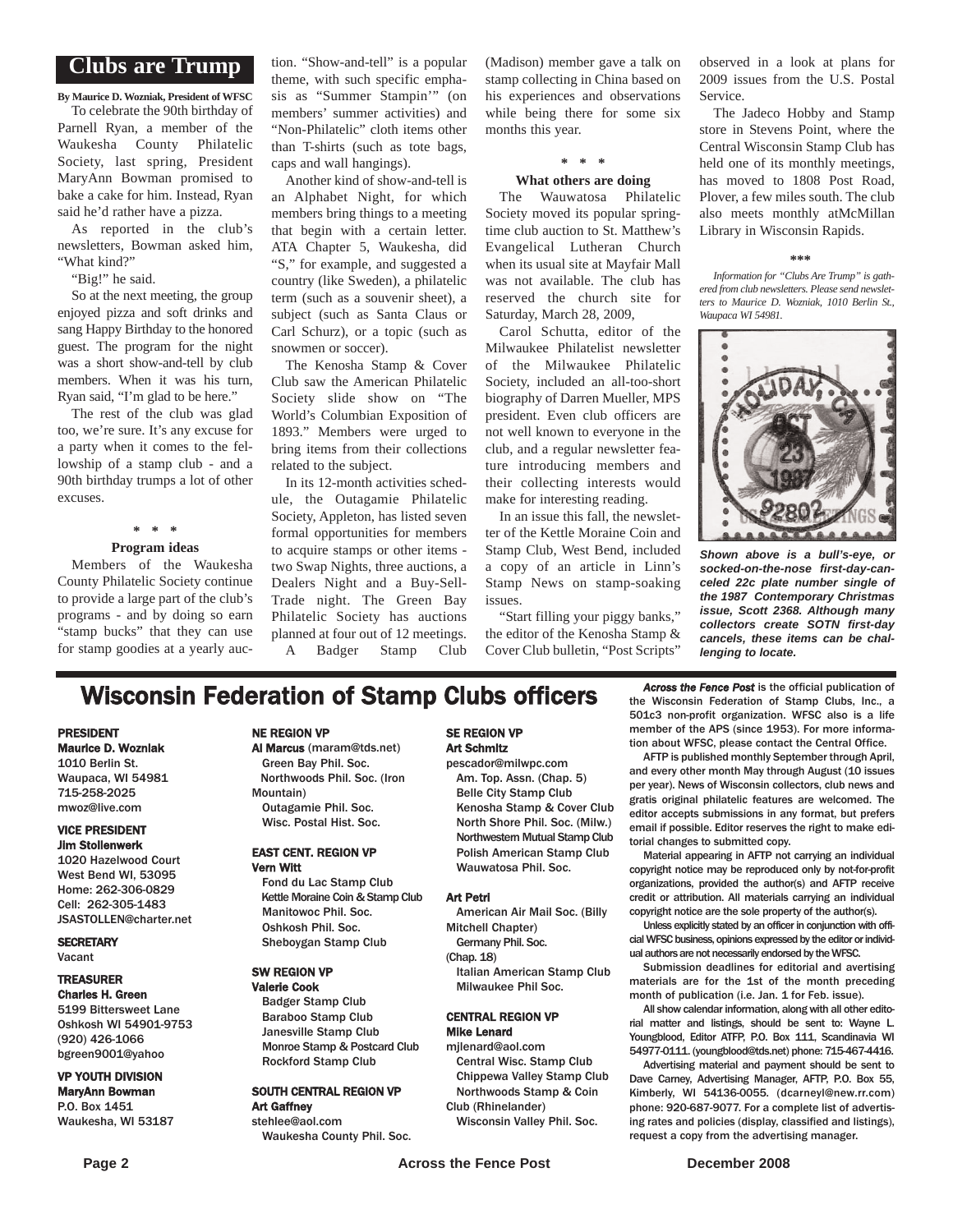## Clubs are Trump

**By Maurice D. Wozniak, President of WFSC**

To celebrate the 90th birthday of Parnell Ryan, a member of the Waukesha County Philatelic Society, last spring, President MaryAnn Bowman promised to bake a cake for him. Instead, Ryan said he'd rather have a pizza.

As reported in the club's newsletters, Bowman asked him, "What kind?"

"Big!" he said.

So at the next meeting, the group enjoyed pizza and soft drinks and sang Happy Birthday to the honored guest. The program for the night was a short show-and-tell by club members. When it was his turn, Ryan said, "I'm glad to be here."

The rest of the club was glad too, we're sure. It's any excuse for a party when it comes to the fellowship of a stamp club - and a 90th birthday trumps a lot of other excuses.

\* \* \*

**Program ideas**

Members of the Waukesha County Philatelic Society continue to provide a large part of the club's programs - and by doing so earn "stamp bucks" that they can use for stamp goodies at a yearly auction. "Show-and-tell" is a popular theme, with such specific emphasis as "Summer Stampin'" (on members' summer activities) and "Non-Philatelic" cloth items other than T-shirts (such as tote bags, caps and wall hangings).

Another kind of show-and-tell is an Alphabet Night, for which members bring things to a meeting that begin with a certain letter. ATA Chapter 5, Waukesha, did "S," for example, and suggested a country (like Sweden), a philatelic term (such as a souvenir sheet), a subject (such as Santa Claus or Carl Schurz), or a topic (such as snowmen or soccer).

The Kenosha Stamp & Cover Club saw the American Philatelic Society slide show on "The World's Columbian Exposition of 1893." Members were urged to bring items from their collections related to the subject.

In its 12-month activities schedule, the Outagamie Philatelic Society, Appleton, has listed seven formal opportunities for members to acquire stamps or other items - two Swap Nights, three auctions, a Dealers Night and a Buy-Sell-Trade night. The Green Bay Philatelic Society has auctions planned at four out of 12 meetings.

A Badger Stamp Club (Madison) member gave a talk on stamp collecting in China based on his experiences and observations while being there for some six months this year.

\* \* \*

**What others are doing**

The Wauwatosa Philatelic Society moved its popular springtime club auction to St. Matthew's Evangelical Lutheran Church when its usual site at Mayfair Mall was not available. The club has reserved the church site for Saturday, March 28, 2009,

Carol Schutta, editor of the Milwaukee Philatelist newsletter of the Milwaukee Philatelic Society, included an all-too-short biography of Darren Mueller, MPS president. Even club officers are not well known to everyone in the club, and a regular newsletter feature introducing members and their collecting interests would make for interesting reading.

In an issue this fall, the newsletter of the Kettle Moraine Coin and Stamp Club, West Bend, included a copy of an article in Linn's Stamp News on stamp-soaking issues.

"Start filling your piggy banks," the editor of the Kenosha Stamp & Cover Club bulletin, "Post Scripts" observed in a look at plans for 2009 issues from the U.S. Postal Service.

The Jadeco Hobby and Stamp store in Stevens Point, where the Central Wisconsin Stamp Club has held one of its monthly meetings, has moved to 1808 Post Road, Plover, a few miles south. The club also meets monthly atMcMillan Library in Wisconsin Rapids.

\*\*\*

*Information for "Clubs Are Trump" is gathered from club newsletters. Please send newsletters to Maurice D. Wozniak, 1010 Berlin St., Waupaca WI 54981.*

***Shown above is a bull's-eye, or socked-on-the-nose first-day-canceled 22c plate number single of the 1987 Contemporary Christmas issue, Scott 2368. Although many collectors create SOTN first-day cancels, these items can be challenging to locate.***

## Wisconsin Federation of Stamp Clubs officers

**PRESIDENT**
**Maurice D. Wozniak**
1010 Berlin St.
Waupaca, WI 54981
715-258-2025
mwoz@live.com

**VICE PRESIDENT**
**Jim Stollenwerk**
1020 Hazelwood Court
West Bend WI, 53095
Home: 262-306-0829
Cell: 262-305-1483
JSASTOLLEN@charter.net

**SECRETARY**
Vacant

**TREASURER**
**Charles H. Green**
5199 Bittersweet Lane
Oshkosh WI 54901-9753
(920) 426-1066
bgreen9001@yahoo

**VP YOUTH DIVISION**
**MaryAnn Bowman**
P.O. Box 1451
Waukesha, WI 53187

**NE REGION VP**
**Al Marcus** (maram@tds.net)
Green Bay Phil. Soc.
Northwoods Phil. Soc. (Iron Mountain)
Outagamie Phil. Soc.
Wisc. Postal Hist. Soc.

**EAST CENT. REGION VP**
**Vern Witt**
Fond du Lac Stamp Club
Kettle Moraine Coin & Stamp Club
Manitowoc Phil. Soc.
Oshkosh Phil. Soc.
Sheboygan Stamp Club

**SW REGION VP**
**Valerie Cook**
Badger Stamp Club
Baraboo Stamp Club
Janesville Stamp Club
Monroe Stamp & Postcard Club
Rockford Stamp Club

**SOUTH CENTRAL REGION VP**
**Art Gaffney**
stehlee@aol.com
Waukesha County Phil. Soc.

**SE REGION VP**
**Art Schmitz**
pescador@milwpc.com
Am. Top. Assn. (Chap. 5)
Belle City Stamp Club
Kenosha Stamp & Cover Club
North Shore Phil. Soc. (Milw.)
Northwestern Mutual Stamp Club
Polish American Stamp Club
Wauwatosa Phil. Soc.

**Art Petri**
American Air Mail Soc. (Billy Mitchell Chapter)
Germany Phil. Soc. (Chap. 18)
Italian American Stamp Club
Milwaukee Phil Soc.

**CENTRAL REGION VP**
**Mike Lenard**
mjlenard@aol.com
Central Wisc. Stamp Club
Chippewa Valley Stamp Club
Northwoods Stamp & Coin Club (Rhinelander)
Wisconsin Valley Phil. Soc.

***Across the Fence Post*** is the official publication of the Wisconsin Federation of Stamp Clubs, Inc., a 501c3 non-profit organization. WFSC also is a life member of the APS (since 1953). For more information about WFSC, please contact the Central Office.

AFTP is published monthly September through April, and every other month May through August (10 issues per year). News of Wisconsin collectors, club news and gratis original philatelic features are welcomed. The editor accepts submissions in any format, but prefers email if possible. Editor reserves the right to make editorial changes to submitted copy.

Material appearing in AFTP not carrying an individual copyright notice may be reproduced only by not-for-profit organizations, provided the author(s) and AFTP receive credit or attribution. All materials carrying an individual copyright notice are the sole property of the author(s).

Unless explicitly stated by an officer in conjunction with official WFSC business, opinions expressed by the editor or individual authors are not necessarily endorsed by the WFSC.

Submission deadlines for editorial and advertising materials are for the 1st of the month preceding month of publication (i.e. Jan. 1 for Feb. issue).

All show calendar information, along with all other editorial matter and listings, should be sent to: Wayne L. Youngblood, Editor ATFP, P.O. Box 111, Scandinavia WI 54977-0111. (youngblood@tds.net) phone: 715-467-4416.

Advertising material and payment should be sent to Dave Carney, Advertising Manager, AFTP, P.O. Box 55, Kimberly, WI 54136-0055. (dcarneyl@new.rr.com) phone: 920-687-9077. For a complete list of advertising rates and policies (display, classified and listings), request a copy from the advertising manager.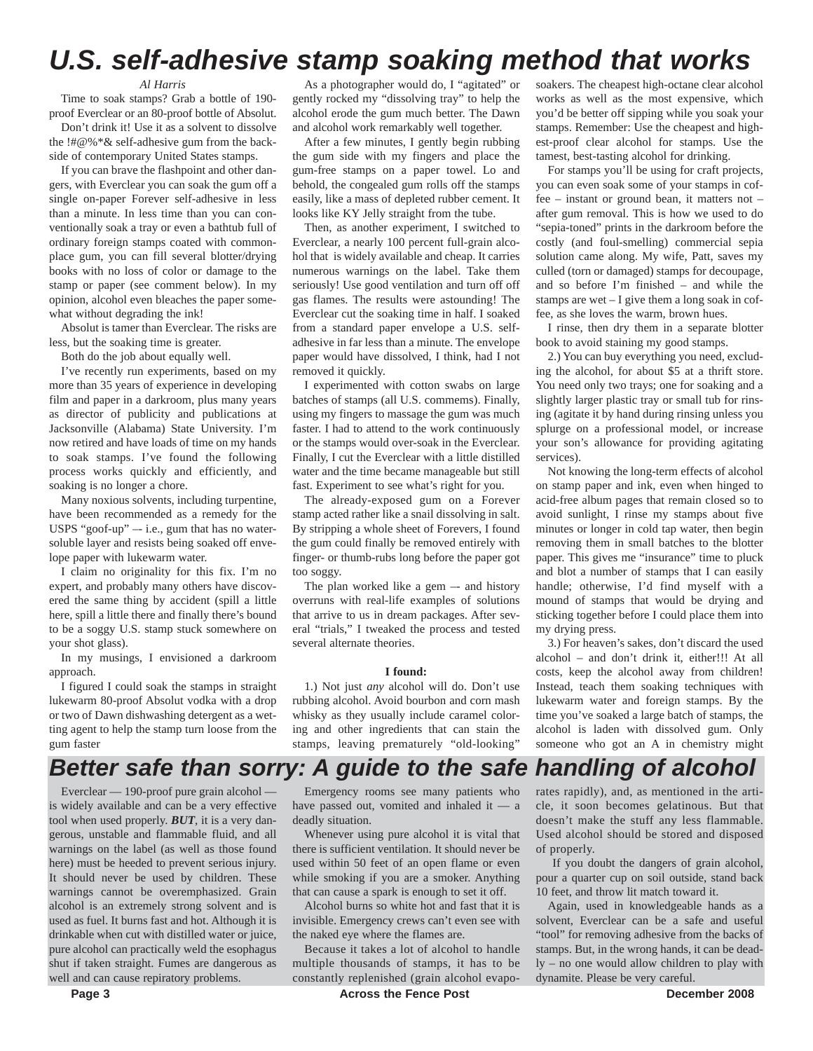# U.S. self-adhesive stamp soaking method that works

*Al Harris*

Time to soak stamps? Grab a bottle of 190-proof Everclear or an 80-proof bottle of Absolut.

Don't drink it! Use it as a solvent to dissolve the !#@%*& self-adhesive gum from the backside of contemporary United States stamps.

If you can brave the flashpoint and other dangers, with Everclear you can soak the gum off a single on-paper Forever self-adhesive in less than a minute. In less time than you can conventionally soak a tray or even a bathtub full of ordinary foreign stamps coated with commonplace gum, you can fill several blotter/drying books with no loss of color or damage to the stamp or paper (see comment below). In my opinion, alcohol even bleaches the paper somewhat without degrading the ink!

Absolut is tamer than Everclear. The risks are less, but the soaking time is greater.

Both do the job about equally well.

I've recently run experiments, based on my more than 35 years of experience in developing film and paper in a darkroom, plus many years as director of publicity and publications at Jacksonville (Alabama) State University. I'm now retired and have loads of time on my hands to soak stamps. I've found the following process works quickly and efficiently, and soaking is no longer a chore.

Many noxious solvents, including turpentine, have been recommended as a remedy for the USPS "goof-up" –- i.e., gum that has no water-soluble layer and resists being soaked off envelope paper with lukewarm water.

I claim no originality for this fix. I'm no expert, and probably many others have discovered the same thing by accident (spill a little here, spill a little there and finally there's bound to be a soggy U.S. stamp stuck somewhere on your shot glass).

In my musings, I envisioned a darkroom approach.

I figured I could soak the stamps in straight lukewarm 80-proof Absolut vodka with a drop or two of Dawn dishwashing detergent as a wetting agent to help the stamp turn loose from the gum faster

As a photographer would do, I "agitated" or gently rocked my "dissolving tray" to help the alcohol erode the gum much better. The Dawn and alcohol work remarkably well together.

After a few minutes, I gently begin rubbing the gum side with my fingers and place the gum-free stamps on a paper towel. Lo and behold, the congealed gum rolls off the stamps easily, like a mass of depleted rubber cement. It looks like KY Jelly straight from the tube.

Then, as another experiment, I switched to Everclear, a nearly 100 percent full-grain alcohol that is widely available and cheap. It carries numerous warnings on the label. Take them seriously! Use good ventilation and turn off off gas flames. The results were astounding! The Everclear cut the soaking time in half. I soaked from a standard paper envelope a U.S. self-adhesive in far less than a minute. The envelope paper would have dissolved, I think, had I not removed it quickly.

I experimented with cotton swabs on large batches of stamps (all U.S. commems). Finally, using my fingers to massage the gum was much faster. I had to attend to the work continuously or the stamps would over-soak in the Everclear. Finally, I cut the Everclear with a little distilled water and the time became manageable but still fast. Experiment to see what's right for you.

The already-exposed gum on a Forever stamp acted rather like a snail dissolving in salt. By stripping a whole sheet of Forevers, I found the gum could finally be removed entirely with finger- or thumb-rubs long before the paper got too soggy.

The plan worked like a gem –- and history overruns with real-life examples of solutions that arrive to us in dream packages. After several "trials," I tweaked the process and tested several alternate theories.

**I found:**

1.) Not just *any* alcohol will do. Don't use rubbing alcohol. Avoid bourbon and corn mash whisky as they usually include caramel coloring and other ingredients that can stain the stamps, leaving prematurely "old-looking" soakers. The cheapest high-octane clear alcohol works as well as the most expensive, which you'd be better off sipping while you soak your stamps. Remember: Use the cheapest and highest-proof clear alcohol for stamps. Use the tamest, best-tasting alcohol for drinking.

For stamps you'll be using for craft projects, you can even soak some of your stamps in coffee – instant or ground bean, it matters not – after gum removal. This is how we used to do "sepia-toned" prints in the darkroom before the costly (and foul-smelling) commercial sepia solution came along. My wife, Patt, saves my culled (torn or damaged) stamps for decoupage, and so before I'm finished – and while the stamps are wet – I give them a long soak in coffee, as she loves the warm, brown hues.

I rinse, then dry them in a separate blotter book to avoid staining my good stamps.

2.) You can buy everything you need, excluding the alcohol, for about $5 at a thrift store. You need only two trays; one for soaking and a slightly larger plastic tray or small tub for rinsing (agitate it by hand during rinsing unless you splurge on a professional model, or increase your son's allowance for providing agitating services).

Not knowing the long-term effects of alcohol on stamp paper and ink, even when hinged to acid-free album pages that remain closed so to avoid sunlight, I rinse my stamps about five minutes or longer in cold tap water, then begin removing them in small batches to the blotter paper. This gives me "insurance" time to pluck and blot a number of stamps that I can easily handle; otherwise, I'd find myself with a mound of stamps that would be drying and sticking together before I could place them into my drying press.

3.) For heaven's sakes, don't discard the used alcohol – and don't drink it, either!!! At all costs, keep the alcohol away from children! Instead, teach them soaking techniques with lukewarm water and foreign stamps. By the time you've soaked a large batch of stamps, the alcohol is laden with dissolved gum. Only someone who got an A in chemistry might

# Better safe than sorry: A guide to the safe handling of alcohol

Everclear — 190-proof pure grain alcohol — is widely available and can be a very effective tool when used properly. ***BUT***, it is a very dangerous, unstable and flammable fluid, and all warnings on the label (as well as those found here) must be heeded to prevent serious injury. It should never be used by children. These warnings cannot be overemphasized. Grain alcohol is an extremely strong solvent and is used as fuel. It burns fast and hot. Although it is drinkable when cut with distilled water or juice, pure alcohol can practically weld the esophagus shut if taken straight. Fumes are dangerous as well and can cause repiratory problems.

Emergency rooms see many patients who have passed out, vomited and inhaled it — a deadly situation.

Whenever using pure alcohol it is vital that there is sufficient ventilation. It should never be used within 50 feet of an open flame or even while smoking if you are a smoker. Anything that can cause a spark is enough to set it off.

Alcohol burns so white hot and fast that it is invisible. Emergency crews can't even see with the naked eye where the flames are.

Because it takes a lot of alcohol to handle multiple thousands of stamps, it has to be constantly replenished (grain alcohol evaporates rapidly), and, as mentioned in the article, it soon becomes gelatinous. But that doesn't make the stuff any less flammable. Used alcohol should be stored and disposed of properly.

If you doubt the dangers of grain alcohol, pour a quarter cup on soil outside, stand back 10 feet, and throw lit match toward it.

Again, used in knowledgeable hands as a solvent, Everclear can be a safe and useful "tool" for removing adhesive from the backs of stamps. But, in the wrong hands, it can be deadly – no one would allow children to play with dynamite. Please be very careful.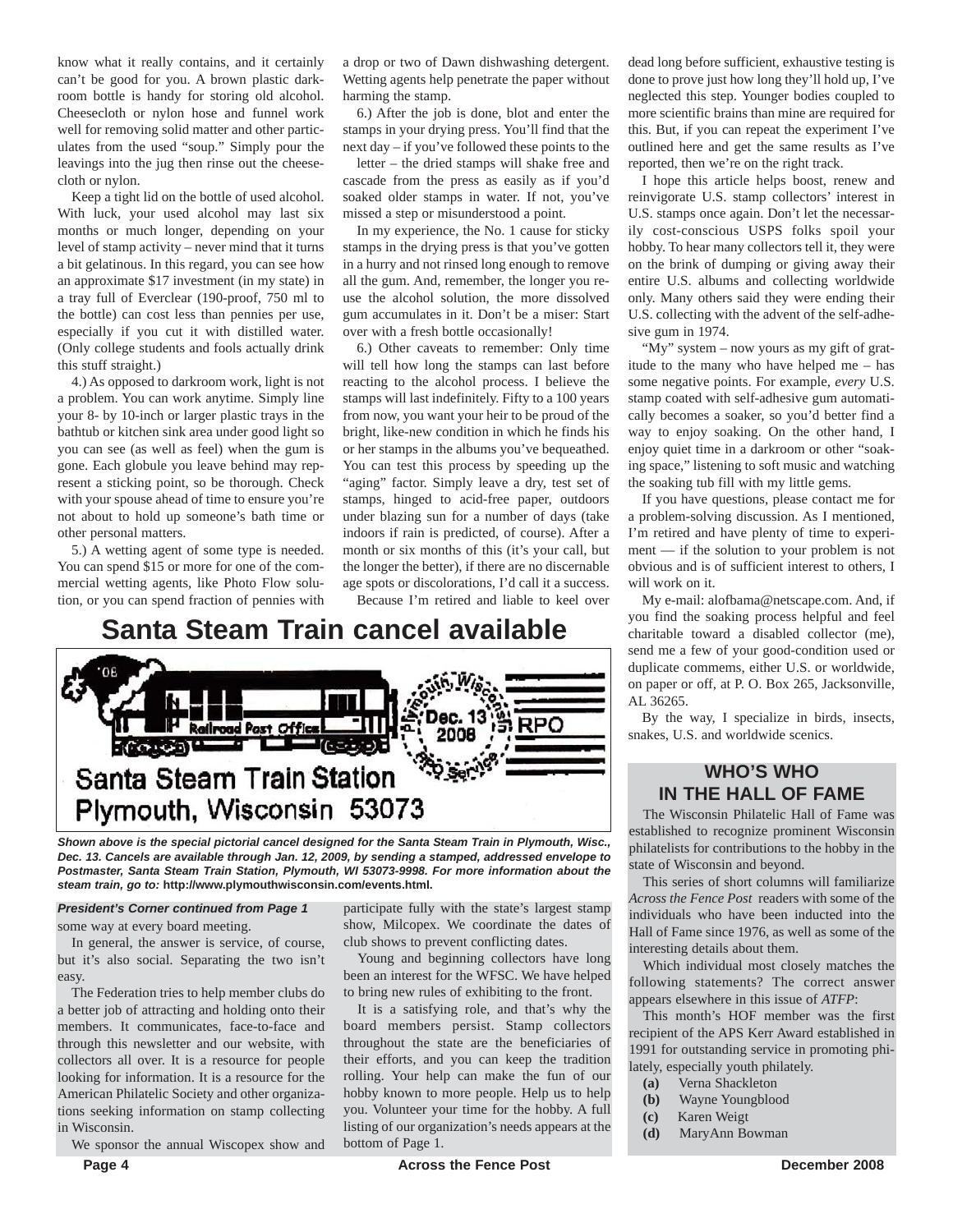know what it really contains, and it certainly can't be good for you. A brown plastic darkroom bottle is handy for storing old alcohol. Cheesecloth or nylon hose and funnel work well for removing solid matter and other particulates from the used "soup." Simply pour the leavings into the jug then rinse out the cheesecloth or nylon.

Keep a tight lid on the bottle of used alcohol. With luck, your used alcohol may last six months or much longer, depending on your level of stamp activity – never mind that it turns a bit gelatinous. In this regard, you can see how an approximate $17 investment (in my state) in a tray full of Everclear (190-proof, 750 ml to the bottle) can cost less than pennies per use, especially if you cut it with distilled water. (Only college students and fools actually drink this stuff straight.)

4.) As opposed to darkroom work, light is not a problem. You can work anytime. Simply line your 8- by 10-inch or larger plastic trays in the bathtub or kitchen sink area under good light so you can see (as well as feel) when the gum is gone. Each globule you leave behind may represent a sticking point, so be thorough. Check with your spouse ahead of time to ensure you're not about to hold up someone's bath time or other personal matters.

5.) A wetting agent of some type is needed. You can spend $15 or more for one of the commercial wetting agents, like Photo Flow solution, or you can spend fraction of pennies with a drop or two of Dawn dishwashing detergent. Wetting agents help penetrate the paper without harming the stamp.

6.) After the job is done, blot and enter the stamps in your drying press. You'll find that the next day – if you've followed these points to the letter – the dried stamps will shake free and cascade from the press as easily as if you'd soaked older stamps in water. If not, you've missed a step or misunderstood a point.

In my experience, the No. 1 cause for sticky stamps in the drying press is that you've gotten in a hurry and not rinsed long enough to remove all the gum. And, remember, the longer you re-use the alcohol solution, the more dissolved gum accumulates in it. Don't be a miser: Start over with a fresh bottle occasionally!

6.) Other caveats to remember: Only time will tell how long the stamps can last before reacting to the alcohol process. I believe the stamps will last indefinitely. Fifty to a 100 years from now, you want your heir to be proud of the bright, like-new condition in which he finds his or her stamps in the albums you've bequeathed. You can test this process by speeding up the "aging" factor. Simply leave a dry, test set of stamps, hinged to acid-free paper, outdoors under blazing sun for a number of days (take indoors if rain is predicted, of course). After a month or six months of this (it's your call, but the longer the better), if there are no discernable age spots or discolorations, I'd call it a success.

Because I'm retired and liable to keel over dead long before sufficient, exhaustive testing is done to prove just how long they'll hold up, I've neglected this step. Younger bodies coupled to more scientific brains than mine are required for this. But, if you can repeat the experiment I've outlined here and get the same results as I've reported, then we're on the right track.

I hope this article helps boost, renew and reinvigorate U.S. stamp collectors' interest in U.S. stamps once again. Don't let the necessarily cost-conscious USPS folks spoil your hobby. To hear many collectors tell it, they were on the brink of dumping or giving away their entire U.S. albums and collecting worldwide only. Many others said they were ending their U.S. collecting with the advent of the self-adhesive gum in 1974.

"My" system – now yours as my gift of gratitude to the many who have helped me – has some negative points. For example, *every* U.S. stamp coated with self-adhesive gum automatically becomes a soaker, so you'd better find a way to enjoy soaking. On the other hand, I enjoy quiet time in a darkroom or other "soaking space," listening to soft music and watching the soaking tub fill with my little gems.

If you have questions, please contact me for a problem-solving discussion. As I mentioned, I'm retired and have plenty of time to experiment — if the solution to your problem is not obvious and is of sufficient interest to others, I will work on it.

My e-mail: alofbama@netscape.com. And, if you find the soaking process helpful and feel charitable toward a disabled collector (me), send me a few of your good-condition used or duplicate commems, either U.S. or worldwide, on paper or off, at P. O. Box 265, Jacksonville, AL 36265.

By the way, I specialize in birds, insects, snakes, U.S. and worldwide scenics.

## Santa Steam Train cancel available

'08 Railroad Post Office Plymouth, Wisconsin Dec. 13 2008 RPO Service

Santa Steam Train Station
Plymouth, Wisconsin 53073

***Shown above is the special pictorial cancel designed for the Santa Steam Train in Plymouth, Wisc., Dec. 13. Cancels are available through Jan. 12, 2009, by sending a stamped, addressed envelope to Postmaster, Santa Steam Train Station, Plymouth, WI 53073-9998. For more information about the steam train, go to:*** **http://www.plymouthwisconsin.com/events.html.**

***President's Corner continued from Page 1***

some way at every board meeting.

In general, the answer is service, of course, but it's also social. Separating the two isn't easy.

The Federation tries to help member clubs do a better job of attracting and holding onto their members. It communicates, face-to-face and through this newsletter and our website, with collectors all over. It is a resource for people looking for information. It is a resource for the American Philatelic Society and other organizations seeking information on stamp collecting in Wisconsin.

We sponsor the annual Wiscopex show and participate fully with the state's largest stamp show, Milcopex. We coordinate the dates of club shows to prevent conflicting dates.

Young and beginning collectors have long been an interest for the WFSC. We have helped to bring new rules of exhibiting to the front.

It is a satisfying role, and that's why the board members persist. Stamp collectors throughout the state are the beneficiaries of their efforts, and you can keep the tradition rolling. Your help can make the fun of our hobby known to more people. Help us to help you. Volunteer your time for the hobby. A full listing of our organization's needs appears at the bottom of Page 1.

## WHO'S WHO IN THE HALL OF FAME

The Wisconsin Philatelic Hall of Fame was established to recognize prominent Wisconsin philatelists for contributions to the hobby in the state of Wisconsin and beyond.

This series of short columns will familiarize *Across the Fence Post* readers with some of the individuals who have been inducted into the Hall of Fame since 1976, as well as some of the interesting details about them.

Which individual most closely matches the following statements? The correct answer appears elsewhere in this issue of *ATFP*:

This month's HOF member was the first recipient of the APS Kerr Award established in 1991 for outstanding service in promoting philately, especially youth philately.

**(a)** Verna Shackleton
**(b)** Wayne Youngblood
**(c)** Karen Weigt
**(d)** MaryAnn Bowman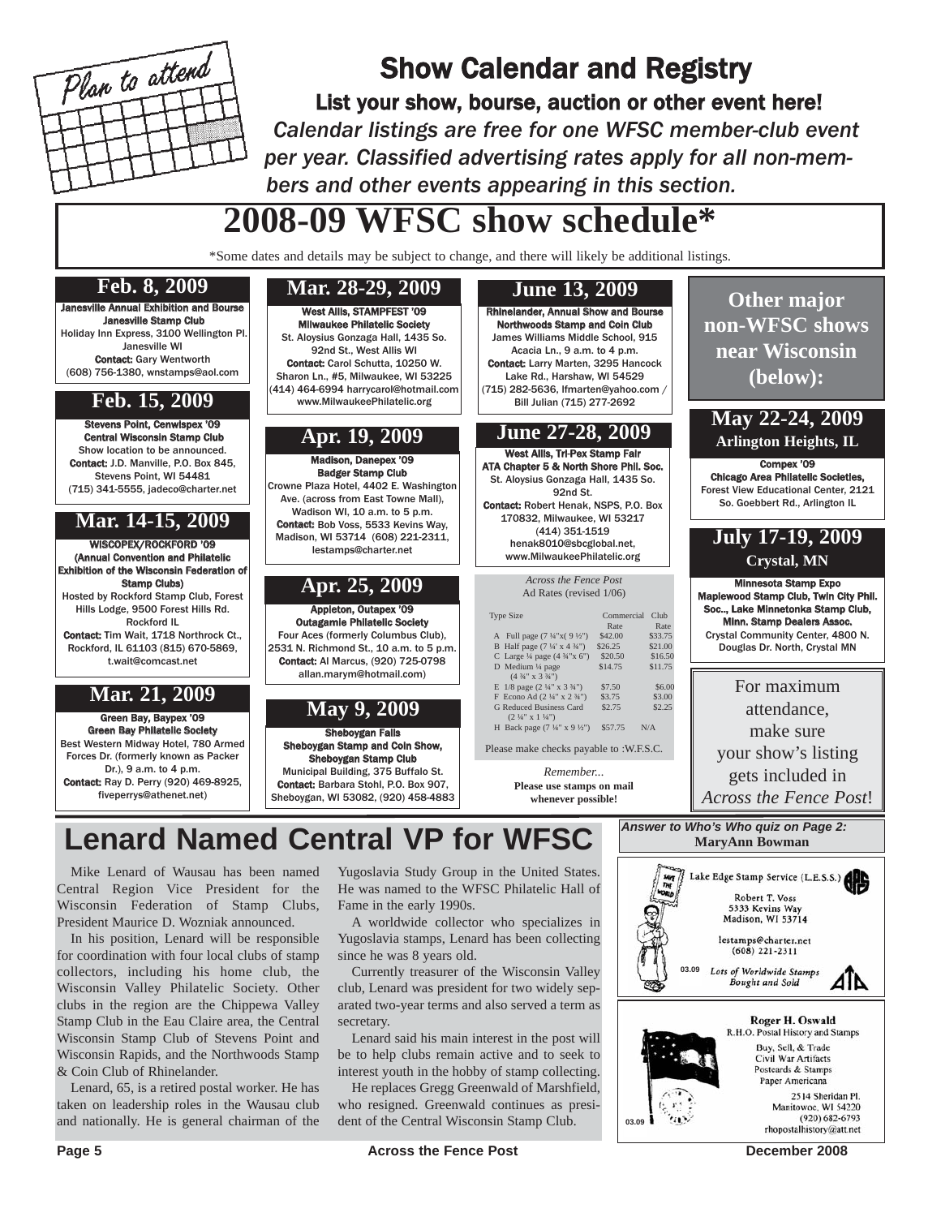# Show Calendar and Registry

## List your show, bourse, auction or other event here!

*Calendar listings are free for one WFSC member-club event per year. Classified advertising rates apply for all non-members and other events appearing in this section.*

# 2008-09 WFSC show schedule*

*Some dates and details may be subject to change, and there will likely be additional listings.

### Feb. 8, 2009

**Janesville Annual Exhibition and Bourse**
**Janesville Stamp Club**
Holiday Inn Express, 3100 Wellington Pl. Janesville WI
**Contact:** Gary Wentworth (608) 756-1380, wnstamps@aol.com

### Feb. 15, 2009

**Stevens Point, Cenwispex '09**
**Central Wisconsin Stamp Club**
Show location to be announced.
**Contact:** J.D. Manville, P.O. Box 845, Stevens Point, WI 54481 (715) 341-5555, jadeco@charter.net

### Mar. 14-15, 2009

**WISCOPEX/ROCKFORD '09**
**(Annual Convention and Philatelic Exhibition of the Wisconsin Federation of Stamp Clubs)**
Hosted by Rockford Stamp Club, Forest Hills Lodge, 9500 Forest Hills Rd. Rockford IL
**Contact:** Tim Wait, 1718 Northrock Ct., Rockford, IL 61103 (815) 670-5869, t.wait@comcast.net

### Mar. 21, 2009

**Green Bay, Baypex '09**
**Green Bay Philatelic Society**
Best Western Midway Hotel, 780 Armed Forces Dr. (formerly known as Packer Dr.), 9 a.m. to 4 p.m.
**Contact:** Ray D. Perry (920) 469-8925, fiveperrys@athenet.net)

### Mar. 28-29, 2009

**West Allis, STAMPFEST '09**
**Milwaukee Philatelic Society**
St. Aloysius Gonzaga Hall, 1435 So. 92nd St., West Allis WI
**Contact:** Carol Schutta, 10250 W. Sharon Ln., #5, Milwaukee, WI 53225 (414) 464-6994 harrycarol@hotmail.com
www.MilwaukeePhilatelic.org

### Apr. 19, 2009

**Madison, Danepex '09**
**Badger Stamp Club**
Crowne Plaza Hotel, 4402 E. Washington Ave. (across from East Towne Mall), Wadison WI, 10 a.m. to 5 p.m.
**Contact:** Bob Voss, 5533 Kevins Way, Madison, WI 53714 (608) 221-2311, lestamps@charter.net

### Apr. 25, 2009

**Appleton, Outapex '09**
**Outagamie Philatelic Society**
Four Aces (formerly Columbus Club), 2531 N. Richmond St., 10 a.m. to 5 p.m.
**Contact:** Al Marcus, (920) 725-0798 allan.marym@hotmail.com)

### May 9, 2009

**Sheboygan Falls**
**Sheboygan Stamp and Coin Show, Sheboygan Stamp Club**
Municipal Building, 375 Buffalo St.
**Contact:** Barbara Stohl, P.O. Box 907, Sheboygan, WI 53082, (920) 458-4883

### June 13, 2009

**Rhinelander, Annual Show and Bourse**
**Northwoods Stamp and Coin Club**
James Williams Middle School, 915 Acacia Ln., 9 a.m. to 4 p.m.
**Contact:** Larry Marten, 3295 Hancock Lake Rd., Harshaw, WI 54529 (715) 282-5636, lfmarten@yahoo.com / Bill Julian (715) 277-2692

### June 27-28, 2009

**West Allis, Tri-Pex Stamp Fair**
**ATA Chapter 5 & North Shore Phil. Soc.**
St. Aloysius Gonzaga Hall, 1435 So. 92nd St.
**Contact:** Robert Henak, NSPS, P.O. Box 170832, Milwaukee, WI 53217 (414) 351-1519 henak8010@sbcglobal.net, www.MilwaukeePhilatelic.org

*Across the Fence Post*
Ad Rates (revised 1/06)

| Type Size | Commercial Rate | Club Rate |
|---|---|---|
| A Full page (7 ¼"x( 9 ½") | $42.00 | $33.75 |
| B Half page (7 ¼' x 4 ¾") | $26.25 | $21.00 |
| C Large ¼ page (4 ¾"x 6") | $20.50 | $16.50 |
| D Medium ¼ page (4 ¾" x 3 ¾") | $14.75 | $11.75 |
| E 1/8 page (2 ¼" x 3 ¾") | $7.50 | $6.00 |
| F Econo Ad (2 ¼" x 2 ¾") | $3.75 | $3.00 |
| G Reduced Business Card (2 ¼" x 1 ¼") | $2.75 | $2.25 |
| H Back page (7 ¼" x 9 ½") | $57.75 | N/A |

Please make checks payable to :W.F.S.C.

*Remember...*
**Please use stamps on mail whenever possible!**

### Other major non-WFSC shows near Wisconsin (below):

### May 22-24, 2009
**Arlington Heights, IL**

**Compex '09**
**Chicago Area Philatelic Societies,**
Forest View Educational Center, 2121 So. Goebbert Rd., Arlington IL

### July 17-19, 2009
**Crystal, MN**

**Minnesota Stamp Expo**
**Maplewood Stamp Club, Twin City Phil. Soc., Lake Minnetonka Stamp Club, Minn. Stamp Dealers Assoc.**
Crystal Community Center, 4800 N. Douglas Dr. North, Crystal MN

For maximum attendance, make sure your show's listing gets included in *Across the Fence Post*!

# Lenard Named Central VP for WFSC

Mike Lenard of Wausau has been named Central Region Vice President for the Wisconsin Federation of Stamp Clubs, President Maurice D. Wozniak announced.

In his position, Lenard will be responsible for coordination with four local clubs of stamp collectors, including his home club, the Wisconsin Valley Philatelic Society. Other clubs in the region are the Chippewa Valley Stamp Club in the Eau Claire area, the Central Wisconsin Stamp Club of Stevens Point and Wisconsin Rapids, and the Northwoods Stamp & Coin Club of Rhinelander.

Lenard, 65, is a retired postal worker. He has taken on leadership roles in the Wausau club and nationally. He is general chairman of the Yugoslavia Study Group in the United States. He was named to the WFSC Philatelic Hall of Fame in the early 1990s.

A worldwide collector who specializes in Yugoslavia stamps, Lenard has been collecting since he was 8 years old.

Currently treasurer of the Wisconsin Valley club, Lenard was president for two widely separated two-year terms and also served a term as secretary.

Lenard said his main interest in the post will be to help clubs remain active and to seek to interest youth in the hobby of stamp collecting.

He replaces Gregg Greenwald of Marshfield, who resigned. Greenwald continues as president of the Central Wisconsin Stamp Club.

***Answer to Who's Who quiz on Page 2:***
**MaryAnn Bowman**

Lake Edge Stamp Service (L.E.S.S.)
Robert T. Voss
5333 Kevins Way
Madison, WI 53714
lestamps@charter.net
(608) 221-2311
*Lots of Worldwide Stamps Bought and Sold*
03.09

**Roger H. Oswald**
R.H.O. Postal History and Stamps
Buy, Sell, & Trade
Civil War Artifacts
Postcards & Stamps
Paper Americana
2514 Sheridan Pl.
Manitowoc, WI 54220
(920) 682-6793
rhopostalhistory@att.net
03.09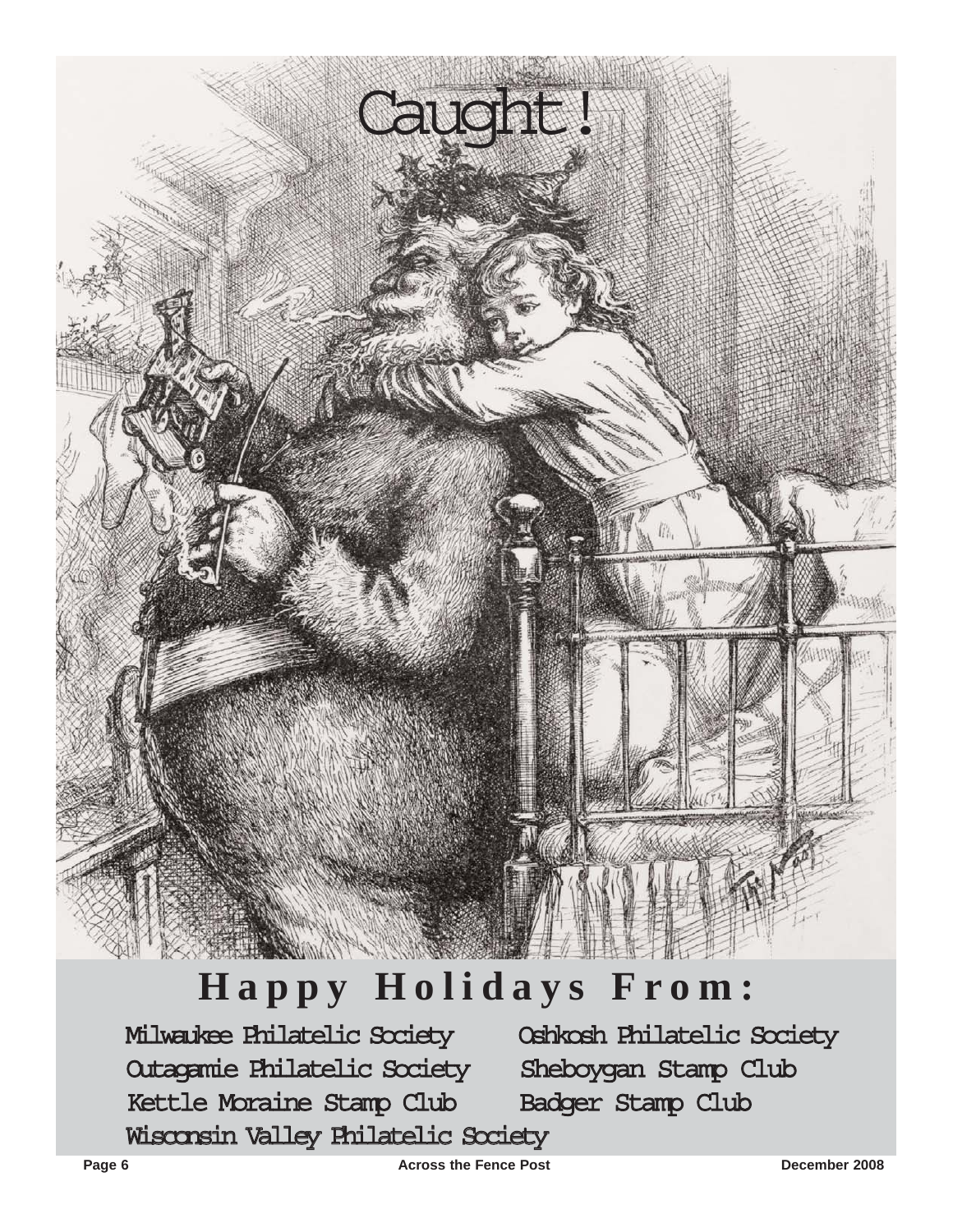Caught!

# Happy Holidays From:

Milwaukee Philatelic Society
Oshkosh Philatelic Society
Outagamie Philatelic Society
Sheboygan Stamp Club
Kettle Moraine Stamp Club
Badger Stamp Club
Wisconsin Valley Philatelic Society